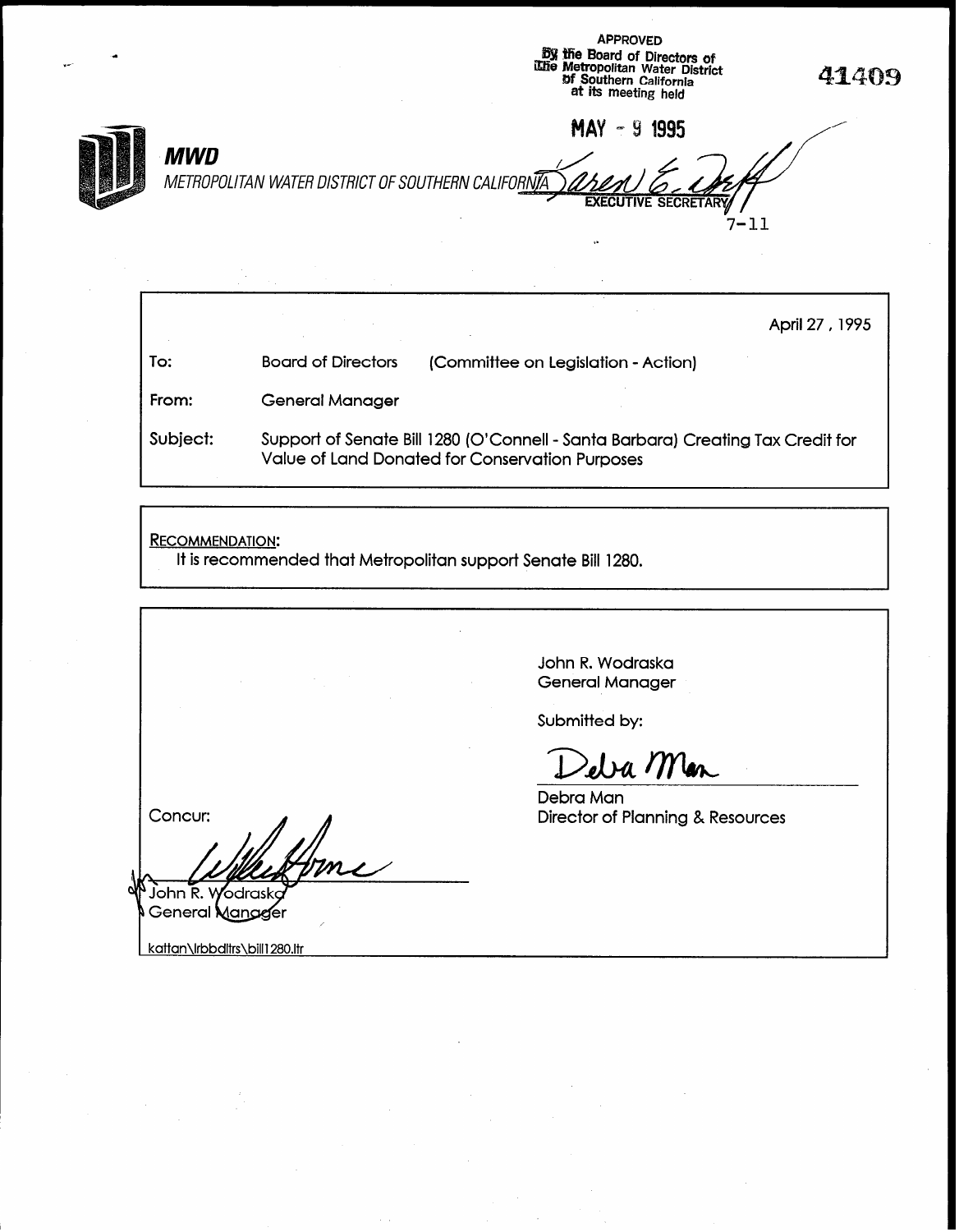APPROVED
By the Board of Directors of
The Metropolitan Water District
of Southern California
at its meeting held

MAY - 9 1995

EXECUTIVE SECRETARY

41409

7-11

**MWD**

*METROPOLITAN WATER DISTRICT OF SOUTHERN CALIFORNIA*

April 27, 1995

To: Board of Directors (Committee on Legislation - Action)

From: General Manager

Subject: Support of Senate Bill 1280 (O'Connell - Santa Barbara) Creating Tax Credit for Value of Land Donated for Conservation Purposes

RECOMMENDATION:

It is recommended that Metropolitan support Senate Bill 1280.

John R. Wodraska
General Manager

Submitted by:

Debra Man
Director of Planning & Resources

Concur:

John R. Wodraska
General Manager

kattan\lrbbdltrs\bill1280.ltr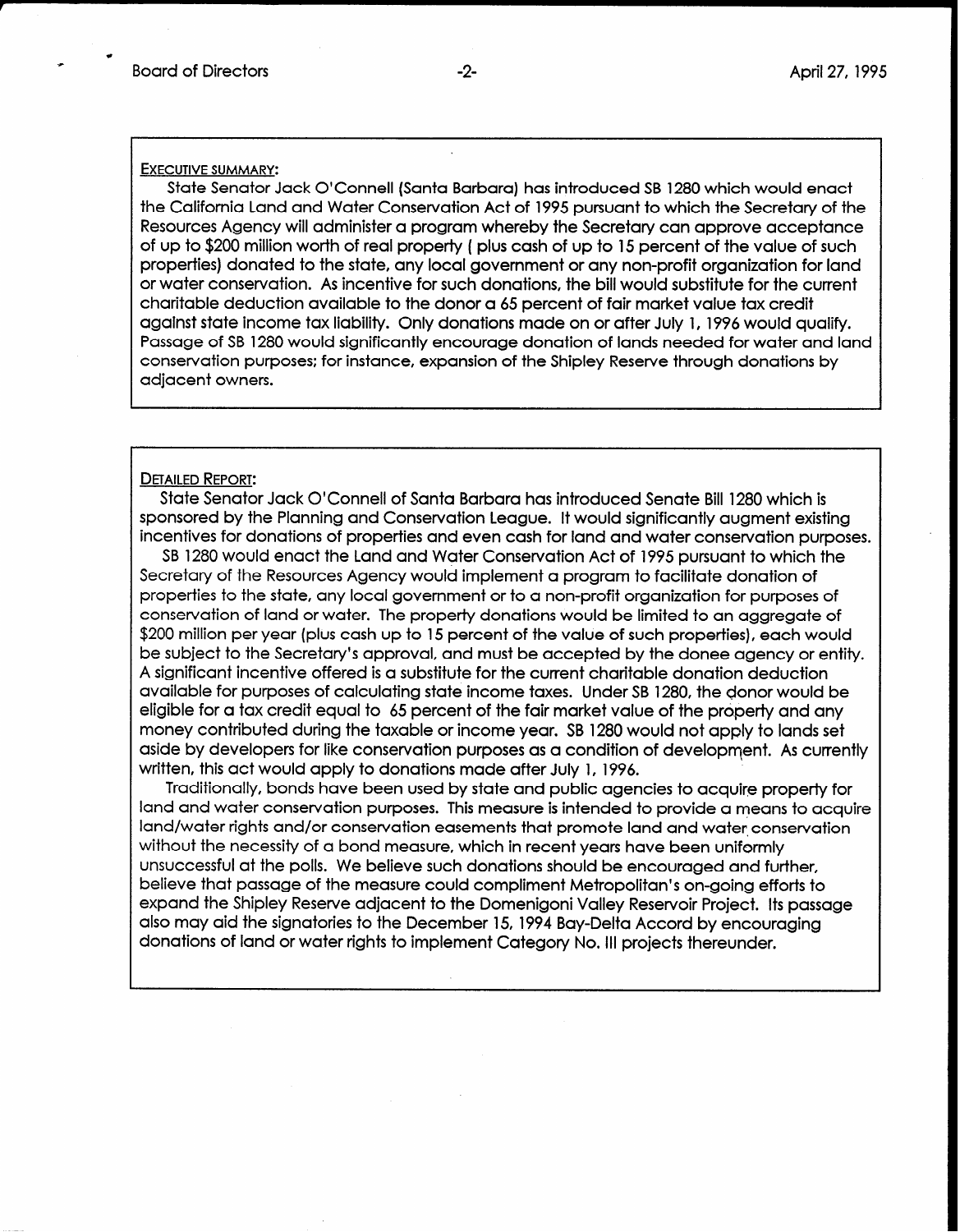EXECUTIVE SUMMARY:

State Senator Jack O'Connell (Santa Barbara) has introduced SB 1280 which would enact the California Land and Water Conservation Act of 1995 pursuant to which the Secretary of the Resources Agency will administer a program whereby the Secretary can approve acceptance of up to $200 million worth of real property ( plus cash of up to 15 percent of the value of such properties) donated to the state, any local government or any non-profit organization for land or water conservation. As incentive for such donations, the bill would substitute for the current charitable deduction available to the donor a 65 percent of fair market value tax credit against state income tax liability. Only donations made on or after July 1, 1996 would qualify. Passage of SB 1280 would significantly encourage donation of lands needed for water and land conservation purposes; for instance, expansion of the Shipley Reserve through donations by adjacent owners.

DETAILED REPORT:

State Senator Jack O'Connell of Santa Barbara has introduced Senate Bill 1280 which is sponsored by the Planning and Conservation League. It would significantly augment existing incentives for donations of properties and even cash for land and water conservation purposes.

SB 1280 would enact the Land and Water Conservation Act of 1995 pursuant to which the Secretary of the Resources Agency would implement a program to facilitate donation of properties to the state, any local government or to a non-profit organization for purposes of conservation of land or water. The property donations would be limited to an aggregate of $200 million per year (plus cash up to 15 percent of the value of such properties), each would be subject to the Secretary's approval, and must be accepted by the donee agency or entity. A significant incentive offered is a substitute for the current charitable donation deduction available for purposes of calculating state income taxes. Under SB 1280, the donor would be eligible for a tax credit equal to 65 percent of the fair market value of the property and any money contributed during the taxable or income year. SB 1280 would not apply to lands set aside by developers for like conservation purposes as a condition of development. As currently written, this act would apply to donations made after July 1, 1996.

Traditionally, bonds have been used by state and public agencies to acquire property for land and water conservation purposes. This measure is intended to provide a means to acquire land/water rights and/or conservation easements that promote land and water conservation without the necessity of a bond measure, which in recent years have been uniformly unsuccessful at the polls. We believe such donations should be encouraged and further, believe that passage of the measure could compliment Metropolitan's on-going efforts to expand the Shipley Reserve adjacent to the Domenigoni Valley Reservoir Project. Its passage also may aid the signatories to the December 15, 1994 Bay-Delta Accord by encouraging donations of land or water rights to implement Category No. III projects thereunder.